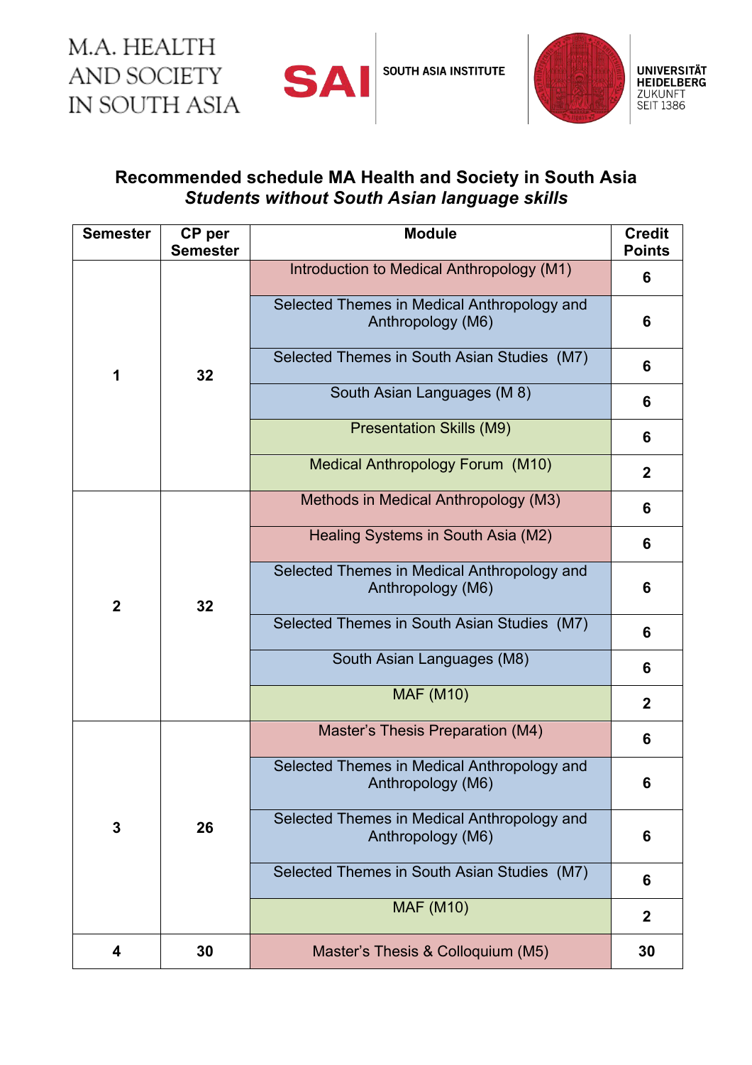M.A. HEALTH AND SOCIETY IN SOUTH ASIA

SAI SOUTH ASIA INSTITUTE

UNIVERSITÄT HEIDELBERG ZUKUNFT SEIT 1386

## Recommended schedule MA Health and Society in South Asia
### *Students without South Asian language skills*

| Semester | CP per Semester | Module | Credit Points |
|---|---|---|---|
| 1 | 32 | Introduction to Medical Anthropology (M1) | 6 |
| | | Selected Themes in Medical Anthropology and Anthropology (M6) | 6 |
| | | Selected Themes in South Asian Studies (M7) | 6 |
| | | South Asian Languages (M 8) | 6 |
| | | Presentation Skills (M9) | 6 |
| | | Medical Anthropology Forum (M10) | 2 |
| 2 | 32 | Methods in Medical Anthropology (M3) | 6 |
| | | Healing Systems in South Asia (M2) | 6 |
| | | Selected Themes in Medical Anthropology and Anthropology (M6) | 6 |
| | | Selected Themes in South Asian Studies (M7) | 6 |
| | | South Asian Languages (M8) | 6 |
| | | MAF (M10) | 2 |
| 3 | 26 | Master's Thesis Preparation (M4) | 6 |
| | | Selected Themes in Medical Anthropology and Anthropology (M6) | 6 |
| | | Selected Themes in Medical Anthropology and Anthropology (M6) | 6 |
| | | Selected Themes in South Asian Studies (M7) | 6 |
| | | MAF (M10) | 2 |
| 4 | 30 | Master's Thesis & Colloquium (M5) | 30 |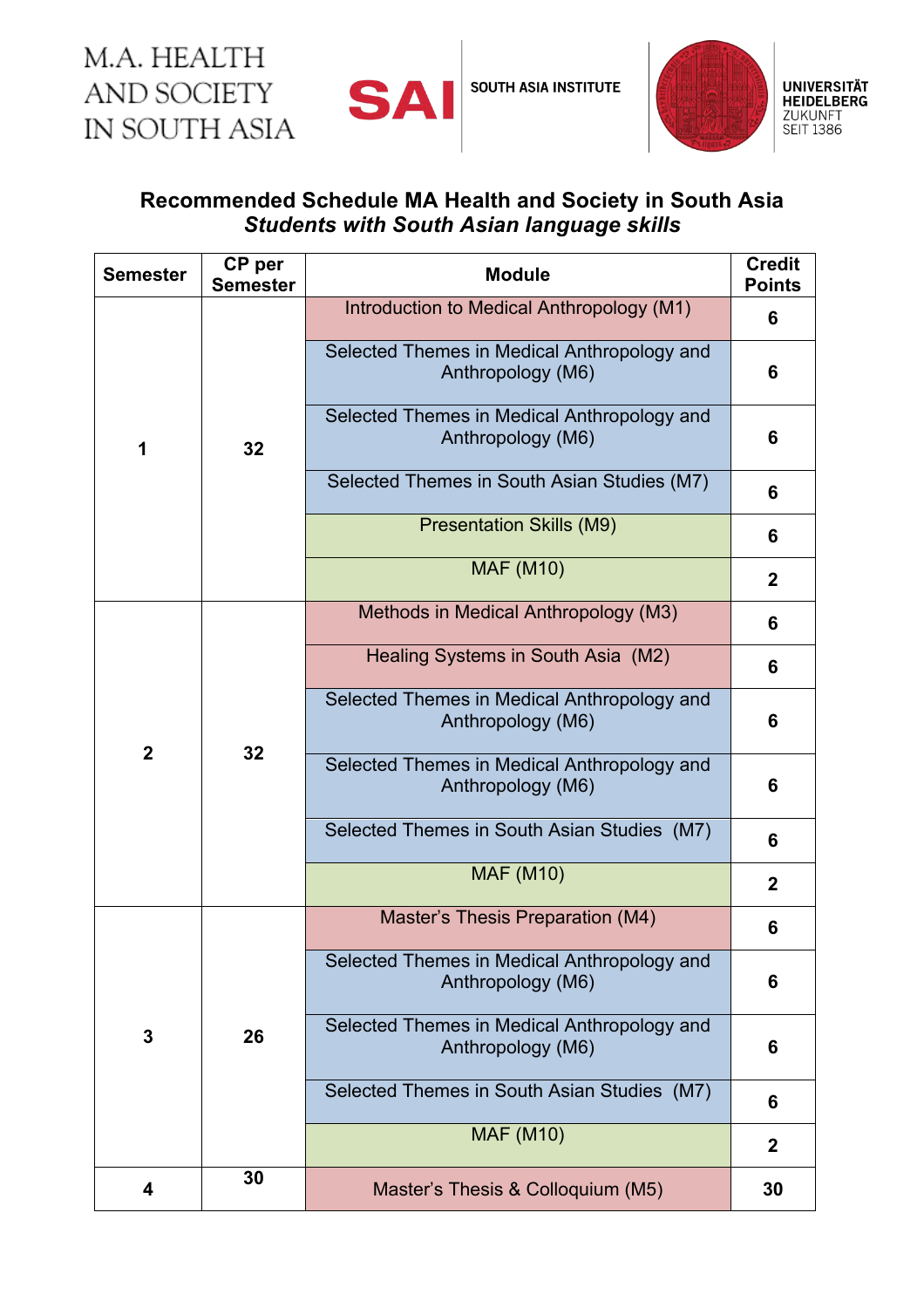M.A. HEALTH AND SOCIETY IN SOUTH ASIA

SAI SOUTH ASIA INSTITUTE

UNIVERSITÄT HEIDELBERG ZUKUNFT SEIT 1386

## Recommended Schedule MA Health and Society in South Asia

### *Students with South Asian language skills*

| Semester | CP per Semester | Module | Credit Points |
|---|---|---|---|
| 1 | 32 | Introduction to Medical Anthropology (M1) | 6 |
| | | Selected Themes in Medical Anthropology and Anthropology (M6) | 6 |
| | | Selected Themes in Medical Anthropology and Anthropology (M6) | 6 |
| | | Selected Themes in South Asian Studies (M7) | 6 |
| | | Presentation Skills (M9) | 6 |
| | | MAF (M10) | 2 |
| 2 | 32 | Methods in Medical Anthropology (M3) | 6 |
| | | Healing Systems in South Asia (M2) | 6 |
| | | Selected Themes in Medical Anthropology and Anthropology (M6) | 6 |
| | | Selected Themes in Medical Anthropology and Anthropology (M6) | 6 |
| | | Selected Themes in South Asian Studies (M7) | 6 |
| | | MAF (M10) | 2 |
| 3 | 26 | Master's Thesis Preparation (M4) | 6 |
| | | Selected Themes in Medical Anthropology and Anthropology (M6) | 6 |
| | | Selected Themes in Medical Anthropology and Anthropology (M6) | 6 |
| | | Selected Themes in South Asian Studies (M7) | 6 |
| | | MAF (M10) | 2 |
| 4 | 30 | Master's Thesis & Colloquium (M5) | 30 |